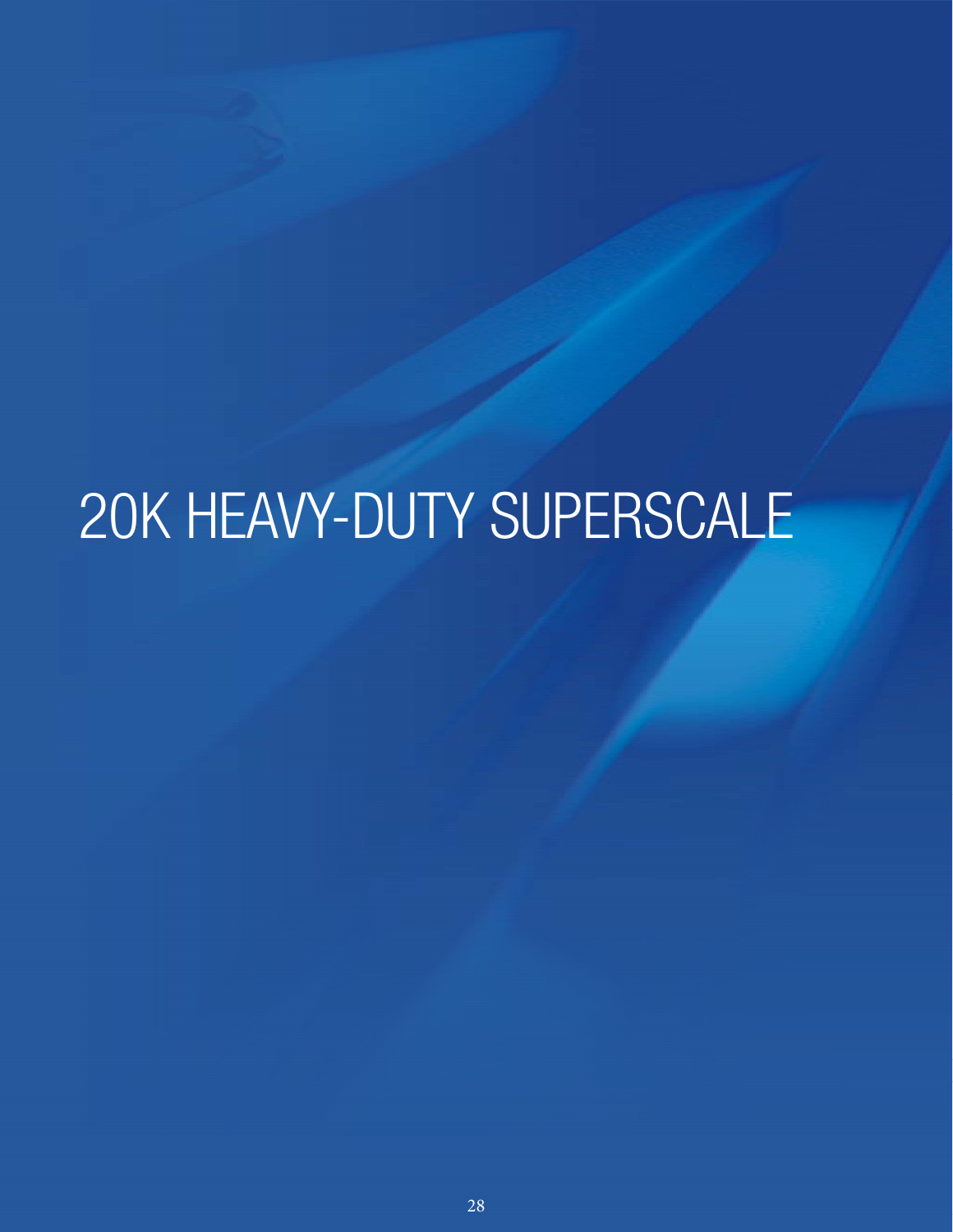# 20K HEAVY-DUTY SUPERSCALE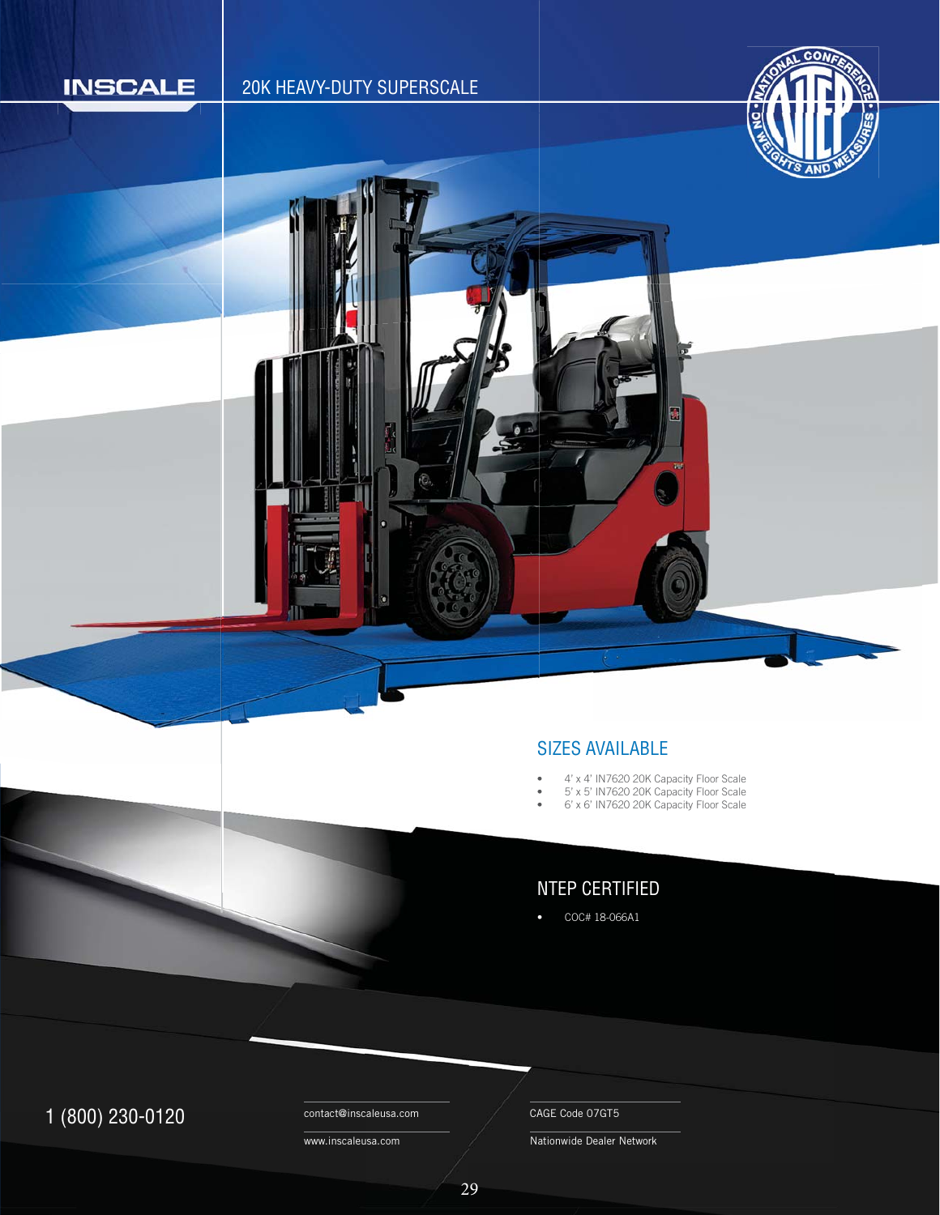INSCALE

# 20K HEAVY-DUTY SUPERSCALE

## SIZES AVAILABLE

- 4' x 4' IN7620 20K Capacity Floor Scale
- 5' x 5' IN7620 20K Capacity Floor Scale
- 6' x 6' IN7620 20K Capacity Floor Scale

## NTEP CERTIFIED

- COC# 18-066A1

1 (800) 230-0120

contact@inscaleusa.com

www.inscaleusa.com

CAGE Code 07GT5

Nationwide Dealer Network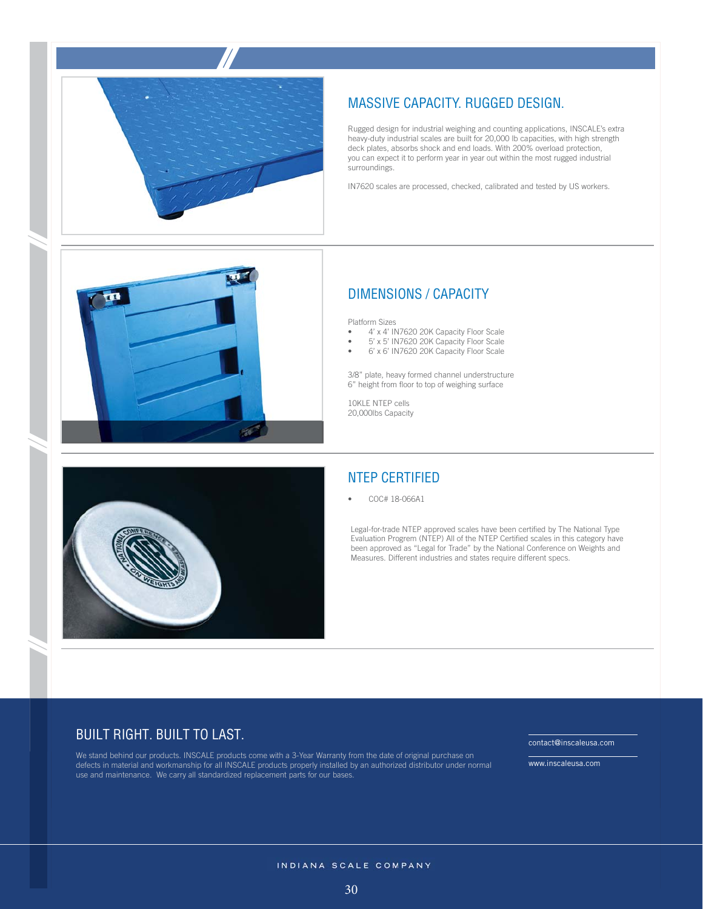## MASSIVE CAPACITY. RUGGED DESIGN.

Rugged design for industrial weighing and counting applications, INSCALE's extra heavy-duty industrial scales are built for 20,000 lb capacities, with high strength deck plates, absorbs shock and end loads. With 200% overload protection, you can expect it to perform year in year out within the most rugged industrial surroundings.

IN7620 scales are processed, checked, calibrated and tested by US workers.

## DIMENSIONS / CAPACITY

Platform Sizes

- 4' x 4' IN7620 20K Capacity Floor Scale
- 5' x 5' IN7620 20K Capacity Floor Scale
- 6' x 6' IN7620 20K Capacity Floor Scale

3/8" plate, heavy formed channel understructure
6" height from floor to top of weighing surface

10KLE NTEP cells
20,000lbs Capacity

## NTEP CERTIFIED

- COC# 18-066A1

Legal-for-trade NTEP approved scales have been certified by The National Type Evaluation Progrem (NTEP) All of the NTEP Certified scales in this category have been approved as "Legal for Trade" by the National Conference on Weights and Measures. Different industries and states require different specs.

## BUILT RIGHT. BUILT TO LAST.

We stand behind our products. INSCALE products come with a 3-Year Warranty from the date of original purchase on defects in material and workmanship for all INSCALE products properly installed by an authorized distributor under normal use and maintenance. We carry all standardized replacement parts for our bases.

contact@inscaleusa.com

www.inscaleusa.com

INDIANA SCALE COMPANY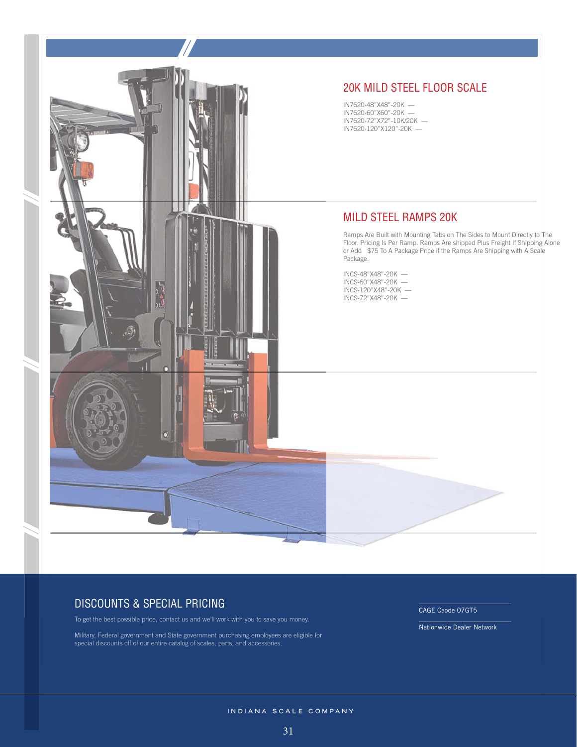## 20K MILD STEEL FLOOR SCALE

IN7620-48"X48"-20K —
IN7620-60"X60"-20K —
IN7620-72"X72"-10K/20K —
IN7620-120"X120"-20K —

## MILD STEEL RAMPS 20K

Ramps Are Built with Mounting Tabs on The Sides to Mount Directly to The Floor. Pricing Is Per Ramp. Ramps Are shipped Plus Freight If Shipping Alone or Add $75 To A Package Price if the Ramps Are Shipping with A Scale Package.

INCS-48"X48"-20K —
INCS-60"X48"-20K —
INCS-120"X48"-20K —
INCS-72"X48"-20K —

## DISCOUNTS & SPECIAL PRICING

To get the best possible price, contact us and we'll work with you to save you money.

Military, Federal government and State government purchasing employees are eligible for special discounts off of our entire catalog of scales, parts, and accessories.

CAGE Caode 07GT5

Nationwide Dealer Network

INDIANA SCALE COMPANY